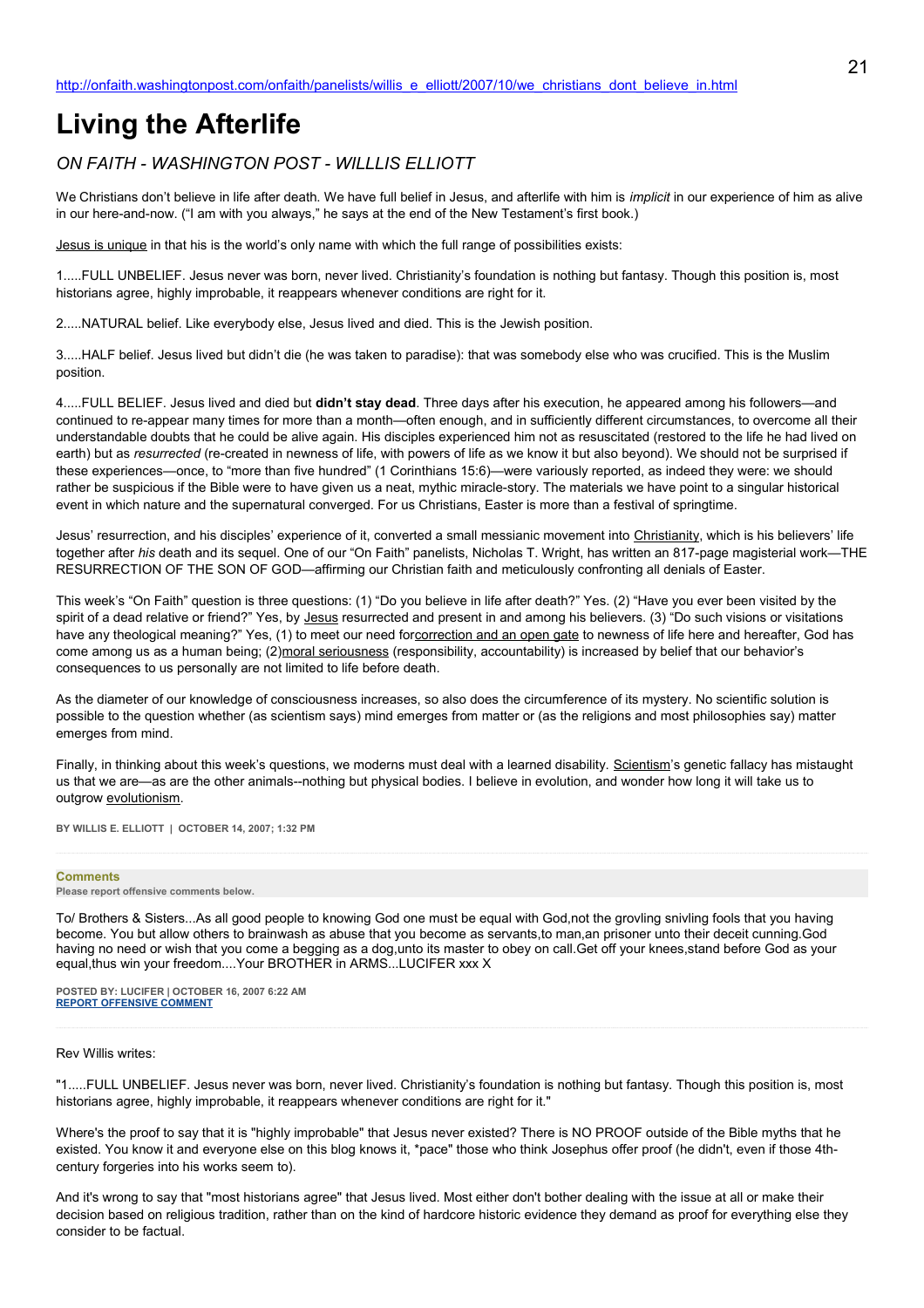http://onfaith.washingtonpost.com/onfaith/panelists/willis_e_elliott/2007/10/we_christians_dont_believe_in.html

# Living the Afterlife

*ON FAITH - WASHINGTON POST - WILLLIS ELLIOTT*

We Christians don't believe in life after death. We have full belief in Jesus, and afterlife with him is *implicit* in our experience of him as alive in our here-and-now. ("I am with you always," he says at the end of the New Testament's first book.)

Jesus is unique in that his is the world's only name with which the full range of possibilities exists:

1.....FULL UNBELIEF. Jesus never was born, never lived. Christianity's foundation is nothing but fantasy. Though this position is, most historians agree, highly improbable, it reappears whenever conditions are right for it.

2.....NATURAL belief. Like everybody else, Jesus lived and died. This is the Jewish position.

3.....HALF belief. Jesus lived but didn't die (he was taken to paradise): that was somebody else who was crucified. This is the Muslim position.

4.....FULL BELIEF. Jesus lived and died but **didn't stay dead**. Three days after his execution, he appeared among his followers—and continued to re-appear many times for more than a month—often enough, and in sufficiently different circumstances, to overcome all their understandable doubts that he could be alive again. His disciples experienced him not as resuscitated (restored to the life he had lived on earth) but as *resurrected* (re-created in newness of life, with powers of life as we know it but also beyond). We should not be surprised if these experiences—once, to "more than five hundred" (1 Corinthians 15:6)—were variously reported, as indeed they were: we should rather be suspicious if the Bible were to have given us a neat, mythic miracle-story. The materials we have point to a singular historical event in which nature and the supernatural converged. For us Christians, Easter is more than a festival of springtime.

Jesus' resurrection, and his disciples' experience of it, converted a small messianic movement into Christianity, which is his believers' life together after *his* death and its sequel. One of our "On Faith" panelists, Nicholas T. Wright, has written an 817-page magisterial work—THE RESURRECTION OF THE SON OF GOD—affirming our Christian faith and meticulously confronting all denials of Easter.

This week's "On Faith" question is three questions: (1) "Do you believe in life after death?" Yes. (2) "Have you ever been visited by the spirit of a dead relative or friend?" Yes, by Jesus resurrected and present in and among his believers. (3) "Do such visions or visitations have any theological meaning?" Yes, (1) to meet our need forcorrection and an open gate to newness of life here and hereafter, God has come among us as a human being; (2)moral seriousness (responsibility, accountability) is increased by belief that our behavior's consequences to us personally are not limited to life before death.

As the diameter of our knowledge of consciousness increases, so also does the circumference of its mystery. No scientific solution is possible to the question whether (as scientism says) mind emerges from matter or (as the religions and most philosophies say) matter emerges from mind.

Finally, in thinking about this week's questions, we moderns must deal with a learned disability. Scientism's genetic fallacy has mistaught us that we are—as are the other animals--nothing but physical bodies. I believe in evolution, and wonder how long it will take us to outgrow evolutionism.

**BY WILLIS E. ELLIOTT | OCTOBER 14, 2007; 1:32 PM**

**Comments**

**Please report offensive comments below.**

To/ Brothers & Sisters...As all good people to knowing God one must be equal with God,not the grovling snivling fools that you having become. You but allow others to brainwash as abuse that you become as servants,to man,an prisoner unto their deceit cunning.God having no need or wish that you come a begging as a dog,unto its master to obey on call.Get off your knees,stand before God as your equal,thus win your freedom....Your BROTHER in ARMS...LUCIFER xxx X

**POSTED BY: LUCIFER | OCTOBER 16, 2007 6:22 AM**
**REPORT OFFENSIVE COMMENT**

Rev Willis writes:

"1.....FULL UNBELIEF. Jesus never was born, never lived. Christianity's foundation is nothing but fantasy. Though this position is, most historians agree, highly improbable, it reappears whenever conditions are right for it."

Where's the proof to say that it is "highly improbable" that Jesus never existed? There is NO PROOF outside of the Bible myths that he existed. You know it and everyone else on this blog knows it, *pace* those who think Josephus offer proof (he didn't, even if those 4th-century forgeries into his works seem to).

And it's wrong to say that "most historians agree" that Jesus lived. Most either don't bother dealing with the issue at all or make their decision based on religious tradition, rather than on the kind of hardcore historic evidence they demand as proof for everything else they consider to be factual.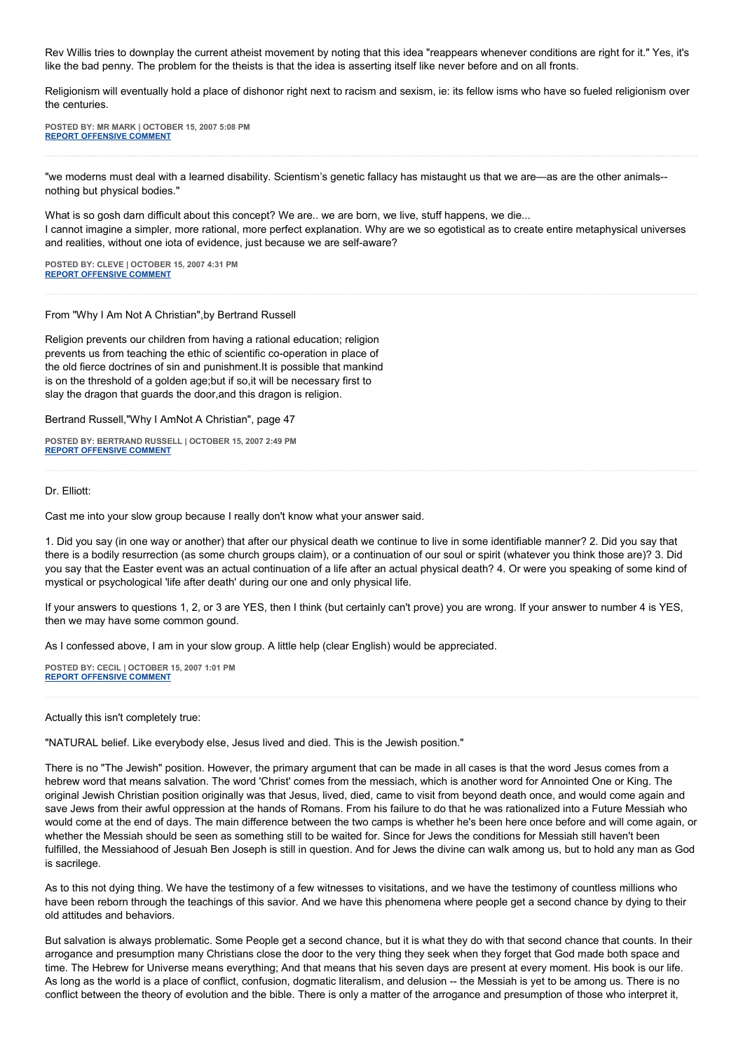Rev Willis tries to downplay the current atheist movement by noting that this idea "reappears whenever conditions are right for it." Yes, it's like the bad penny. The problem for the theists is that the idea is asserting itself like never before and on all fronts.

Religionism will eventually hold a place of dishonor right next to racism and sexism, ie: its fellow isms who have so fueled religionism over the centuries.

**POSTED BY: MR MARK | OCTOBER 15, 2007 5:08 PM**
**REPORT OFFENSIVE COMMENT**

---

"we moderns must deal with a learned disability. Scientism's genetic fallacy has mistaught us that we are—as are the other animals--nothing but physical bodies."

What is so gosh darn difficult about this concept? We are.. we are born, we live, stuff happens, we die...
I cannot imagine a simpler, more rational, more perfect explanation. Why are we so egotistical as to create entire metaphysical universes and realities, without one iota of evidence, just because we are self-aware?

**POSTED BY: CLEVE | OCTOBER 15, 2007 4:31 PM**
**REPORT OFFENSIVE COMMENT**

---

From "Why I Am Not A Christian",by Bertrand Russell

Religion prevents our children from having a rational education; religion prevents us from teaching the ethic of scientific co-operation in place of the old fierce doctrines of sin and punishment.It is possible that mankind is on the threshold of a golden age;but if so,it will be necessary first to slay the dragon that guards the door,and this dragon is religion.

Bertrand Russell,"Why I AmNot A Christian", page 47

**POSTED BY: BERTRAND RUSSELL | OCTOBER 15, 2007 2:49 PM**
**REPORT OFFENSIVE COMMENT**

---

Dr. Elliott:

Cast me into your slow group because I really don't know what your answer said.

1. Did you say (in one way or another) that after our physical death we continue to live in some identifiable manner? 2. Did you say that there is a bodily resurrection (as some church groups claim), or a continuation of our soul or spirit (whatever you think those are)? 3. Did you say that the Easter event was an actual continuation of a life after an actual physical death? 4. Or were you speaking of some kind of mystical or psychological 'life after death' during our one and only physical life.

If your answers to questions 1, 2, or 3 are YES, then I think (but certainly can't prove) you are wrong. If your answer to number 4 is YES, then we may have some common gound.

As I confessed above, I am in your slow group. A little help (clear English) would be appreciated.

**POSTED BY: CECIL | OCTOBER 15, 2007 1:01 PM**
**REPORT OFFENSIVE COMMENT**

---

Actually this isn't completely true:

"NATURAL belief. Like everybody else, Jesus lived and died. This is the Jewish position."

There is no "The Jewish" position. However, the primary argument that can be made in all cases is that the word Jesus comes from a hebrew word that means salvation. The word 'Christ' comes from the messiach, which is another word for Annointed One or King. The original Jewish Christian position originally was that Jesus, lived, died, came to visit from beyond death once, and would come again and save Jews from their awful oppression at the hands of Romans. From his failure to do that he was rationalized into a Future Messiah who would come at the end of days. The main difference between the two camps is whether he's been here once before and will come again, or whether the Messiah should be seen as something still to be waited for. Since for Jews the conditions for Messiah still haven't been fulfilled, the Messiahood of Jesuah Ben Joseph is still in question. And for Jews the divine can walk among us, but to hold any man as God is sacrilege.

As to this not dying thing. We have the testimony of a few witnesses to visitations, and we have the testimony of countless millions who have been reborn through the teachings of this savior. And we have this phenomena where people get a second chance by dying to their old attitudes and behaviors.

But salvation is always problematic. Some People get a second chance, but it is what they do with that second chance that counts. In their arrogance and presumption many Christians close the door to the very thing they seek when they forget that God made both space and time. The Hebrew for Universe means everything; And that means that his seven days are present at every moment. His book is our life. As long as the world is a place of conflict, confusion, dogmatic literalism, and delusion -- the Messiah is yet to be among us. There is no conflict between the theory of evolution and the bible. There is only a matter of the arrogance and presumption of those who interpret it,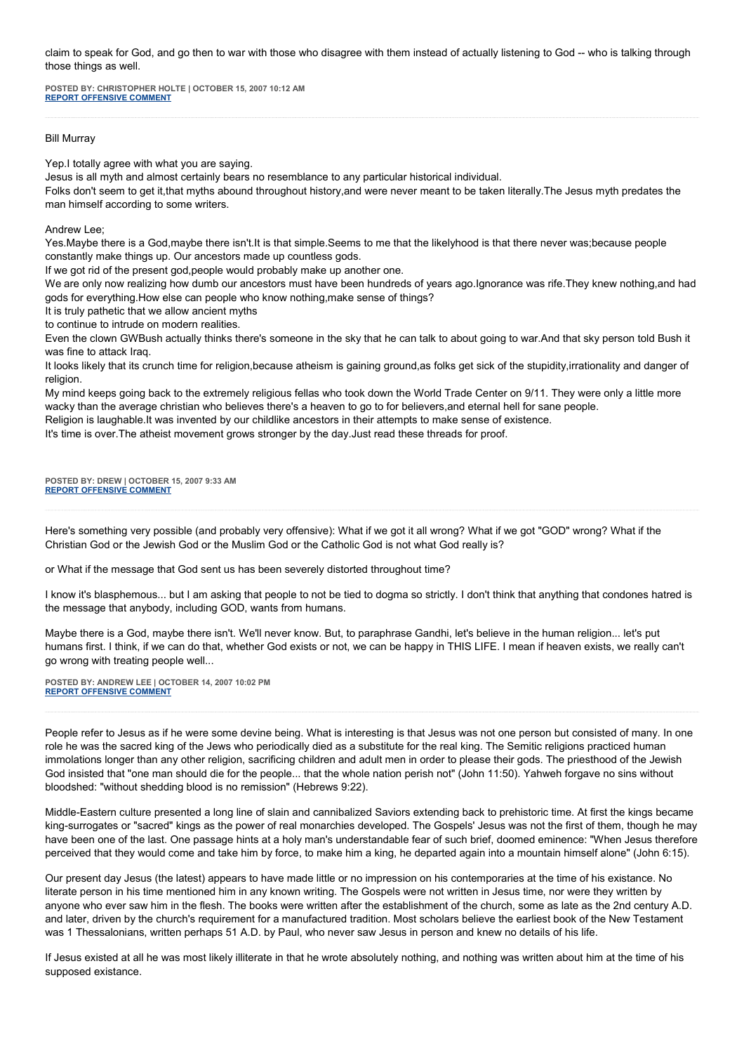claim to speak for God, and go then to war with those who disagree with them instead of actually listening to God -- who is talking through those things as well.

**POSTED BY: CHRISTOPHER HOLTE | OCTOBER 15, 2007 10:12 AM**
**REPORT OFFENSIVE COMMENT**

---

Bill Murray

Yep.I totally agree with what you are saying.
Jesus is all myth and almost certainly bears no resemblance to any particular historical individual.
Folks don't seem to get it,that myths abound throughout history,and were never meant to be taken literally.The Jesus myth predates the man himself according to some writers.

Andrew Lee;
Yes.Maybe there is a God,maybe there isn't.It is that simple.Seems to me that the likelyhood is that there never was;because people constantly make things up. Our ancestors made up countless gods.
If we got rid of the present god,people would probably make up another one.
We are only now realizing how dumb our ancestors must have been hundreds of years ago.Ignorance was rife.They knew nothing,and had gods for everything.How else can people who know nothing,make sense of things?
It is truly pathetic that we allow ancient myths
to continue to intrude on modern realities.
Even the clown GWBush actually thinks there's someone in the sky that he can talk to about going to war.And that sky person told Bush it was fine to attack Iraq.
It looks likely that its crunch time for religion,because atheism is gaining ground,as folks get sick of the stupidity,irrationality and danger of religion.
My mind keeps going back to the extremely religious fellas who took down the World Trade Center on 9/11. They were only a little more wacky than the average christian who believes there's a heaven to go to for believers,and eternal hell for sane people.
Religion is laughable.It was invented by our childlike ancestors in their attempts to make sense of existence.
It's time is over.The atheist movement grows stronger by the day.Just read these threads for proof.

**POSTED BY: DREW | OCTOBER 15, 2007 9:33 AM**
**REPORT OFFENSIVE COMMENT**

---

Here's something very possible (and probably very offensive): What if we got it all wrong? What if we got "GOD" wrong? What if the Christian God or the Jewish God or the Muslim God or the Catholic God is not what God really is?

or What if the message that God sent us has been severely distorted throughout time?

I know it's blasphemous... but I am asking that people to not be tied to dogma so strictly. I don't think that anything that condones hatred is the message that anybody, including GOD, wants from humans.

Maybe there is a God, maybe there isn't. We'll never know. But, to paraphrase Gandhi, let's believe in the human religion... let's put humans first. I think, if we can do that, whether God exists or not, we can be happy in THIS LIFE. I mean if heaven exists, we really can't go wrong with treating people well...

**POSTED BY: ANDREW LEE | OCTOBER 14, 2007 10:02 PM**
**REPORT OFFENSIVE COMMENT**

---

People refer to Jesus as if he were some devine being. What is interesting is that Jesus was not one person but consisted of many. In one role he was the sacred king of the Jews who periodically died as a substitute for the real king. The Semitic religions practiced human immolations longer than any other religion, sacrificing children and adult men in order to please their gods. The priesthood of the Jewish God insisted that "one man should die for the people... that the whole nation perish not" (John 11:50). Yahweh forgave no sins without bloodshed: "without shedding blood is no remission" (Hebrews 9:22).

Middle-Eastern culture presented a long line of slain and cannibalized Saviors extending back to prehistoric time. At first the kings became king-surrogates or "sacred" kings as the power of real monarchies developed. The Gospels' Jesus was not the first of them, though he may have been one of the last. One passage hints at a holy man's understandable fear of such brief, doomed eminence: "When Jesus therefore perceived that they would come and take him by force, to make him a king, he departed again into a mountain himself alone" (John 6:15).

Our present day Jesus (the latest) appears to have made little or no impression on his contemporaries at the time of his existance. No literate person in his time mentioned him in any known writing. The Gospels were not written in Jesus time, nor were they written by anyone who ever saw him in the flesh. The books were written after the establishment of the church, some as late as the 2nd century A.D. and later, driven by the church's requirement for a manufactured tradition. Most scholars believe the earliest book of the New Testament was 1 Thessalonians, written perhaps 51 A.D. by Paul, who never saw Jesus in person and knew no details of his life.

If Jesus existed at all he was most likely illiterate in that he wrote absolutely nothing, and nothing was written about him at the time of his supposed existance.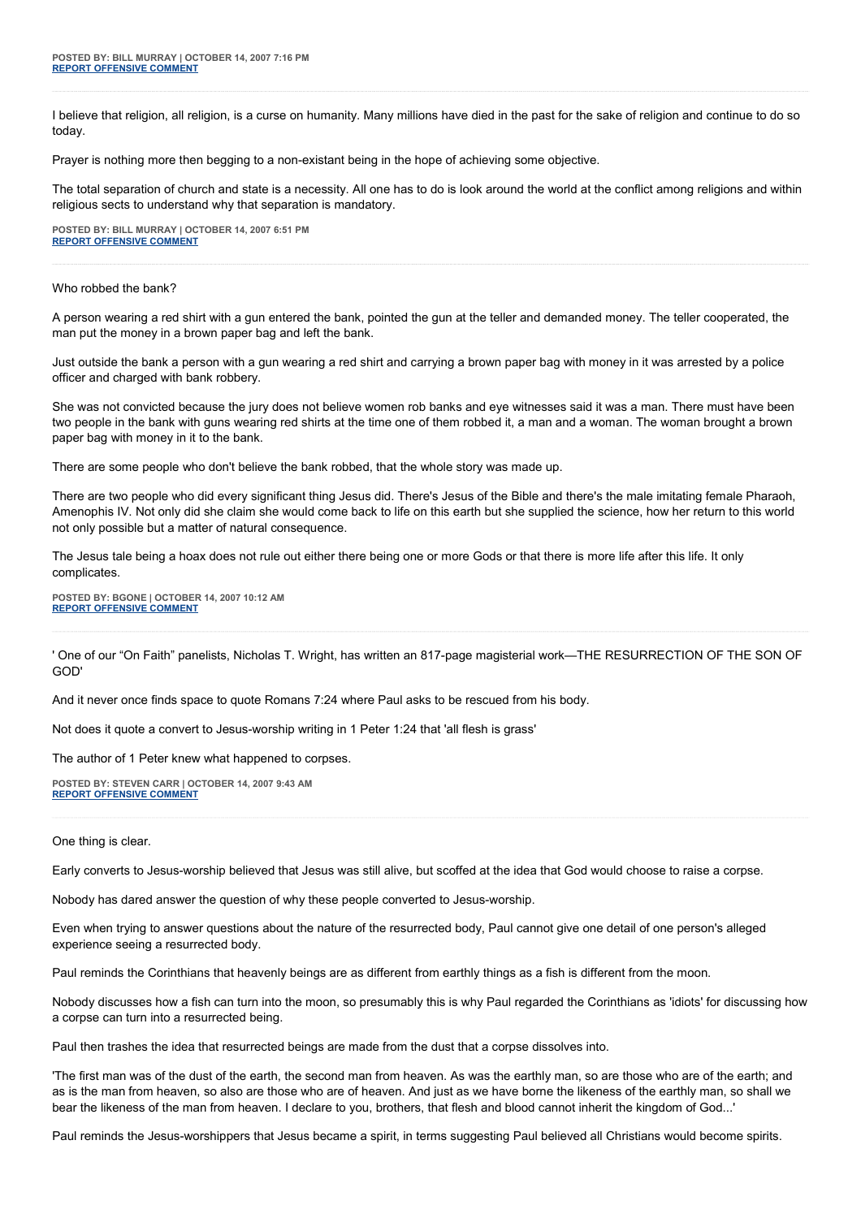**POSTED BY: BILL MURRAY | OCTOBER 14, 2007 7:16 PM**
**REPORT OFFENSIVE COMMENT**

---

I believe that religion, all religion, is a curse on humanity. Many millions have died in the past for the sake of religion and continue to do so today.

Prayer is nothing more then begging to a non-existant being in the hope of achieving some objective.

The total separation of church and state is a necessity. All one has to do is look around the world at the conflict among religions and within religious sects to understand why that separation is mandatory.

**POSTED BY: BILL MURRAY | OCTOBER 14, 2007 6:51 PM**
**REPORT OFFENSIVE COMMENT**

---

Who robbed the bank?

A person wearing a red shirt with a gun entered the bank, pointed the gun at the teller and demanded money. The teller cooperated, the man put the money in a brown paper bag and left the bank.

Just outside the bank a person with a gun wearing a red shirt and carrying a brown paper bag with money in it was arrested by a police officer and charged with bank robbery.

She was not convicted because the jury does not believe women rob banks and eye witnesses said it was a man. There must have been two people in the bank with guns wearing red shirts at the time one of them robbed it, a man and a woman. The woman brought a brown paper bag with money in it to the bank.

There are some people who don't believe the bank robbed, that the whole story was made up.

There are two people who did every significant thing Jesus did. There's Jesus of the Bible and there's the male imitating female Pharaoh, Amenophis IV. Not only did she claim she would come back to life on this earth but she supplied the science, how her return to this world not only possible but a matter of natural consequence.

The Jesus tale being a hoax does not rule out either there being one or more Gods or that there is more life after this life. It only complicates.

**POSTED BY: BGONE | OCTOBER 14, 2007 10:12 AM**
**REPORT OFFENSIVE COMMENT**

---

' One of our "On Faith" panelists, Nicholas T. Wright, has written an 817-page magisterial work—THE RESURRECTION OF THE SON OF GOD'

And it never once finds space to quote Romans 7:24 where Paul asks to be rescued from his body.

Not does it quote a convert to Jesus-worship writing in 1 Peter 1:24 that 'all flesh is grass'

The author of 1 Peter knew what happened to corpses.

**POSTED BY: STEVEN CARR | OCTOBER 14, 2007 9:43 AM**
**REPORT OFFENSIVE COMMENT**

---

One thing is clear.

Early converts to Jesus-worship believed that Jesus was still alive, but scoffed at the idea that God would choose to raise a corpse.

Nobody has dared answer the question of why these people converted to Jesus-worship.

Even when trying to answer questions about the nature of the resurrected body, Paul cannot give one detail of one person's alleged experience seeing a resurrected body.

Paul reminds the Corinthians that heavenly beings are as different from earthly things as a fish is different from the moon.

Nobody discusses how a fish can turn into the moon, so presumably this is why Paul regarded the Corinthians as 'idiots' for discussing how a corpse can turn into a resurrected being.

Paul then trashes the idea that resurrected beings are made from the dust that a corpse dissolves into.

'The first man was of the dust of the earth, the second man from heaven. As was the earthly man, so are those who are of the earth; and as is the man from heaven, so also are those who are of heaven. And just as we have borne the likeness of the earthly man, so shall we bear the likeness of the man from heaven. I declare to you, brothers, that flesh and blood cannot inherit the kingdom of God...'

Paul reminds the Jesus-worshippers that Jesus became a spirit, in terms suggesting Paul believed all Christians would become spirits.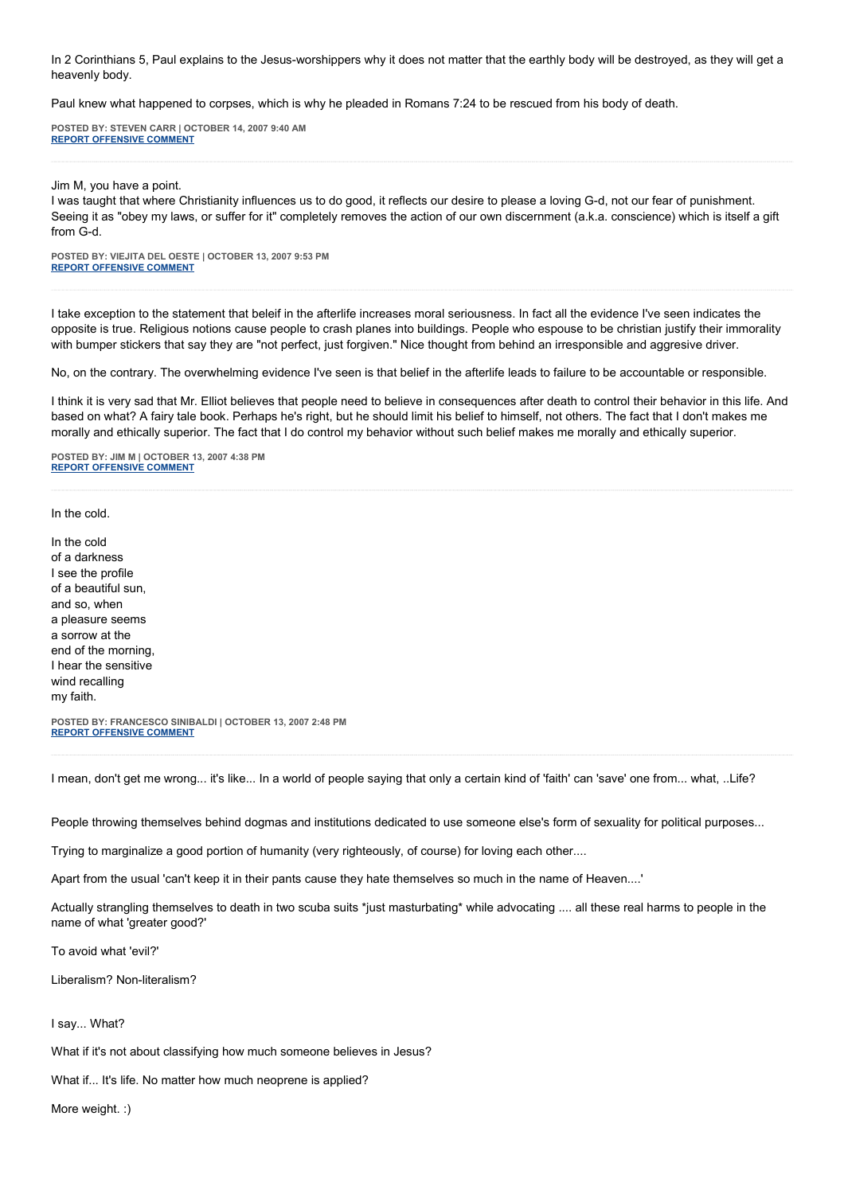In 2 Corinthians 5, Paul explains to the Jesus-worshippers why it does not matter that the earthly body will be destroyed, as they will get a heavenly body.

Paul knew what happened to corpses, which is why he pleaded in Romans 7:24 to be rescued from his body of death.

**POSTED BY: STEVEN CARR | OCTOBER 14, 2007 9:40 AM**
**REPORT OFFENSIVE COMMENT**

---

Jim M, you have a point.
I was taught that where Christianity influences us to do good, it reflects our desire to please a loving G-d, not our fear of punishment. Seeing it as "obey my laws, or suffer for it" completely removes the action of our own discernment (a.k.a. conscience) which is itself a gift from G-d.

**POSTED BY: VIEJITA DEL OESTE | OCTOBER 13, 2007 9:53 PM**
**REPORT OFFENSIVE COMMENT**

---

I take exception to the statement that beleif in the afterlife increases moral seriousness. In fact all the evidence I've seen indicates the opposite is true. Religious notions cause people to crash planes into buildings. People who espouse to be christian justify their immorality with bumper stickers that say they are "not perfect, just forgiven." Nice thought from behind an irresponsible and aggresive driver.

No, on the contrary. The overwhelming evidence I've seen is that belief in the afterlife leads to failure to be accountable or responsible.

I think it is very sad that Mr. Elliot believes that people need to believe in consequences after death to control their behavior in this life. And based on what? A fairy tale book. Perhaps he's right, but he should limit his belief to himself, not others. The fact that I don't makes me morally and ethically superior. The fact that I do control my behavior without such belief makes me morally and ethically superior.

**POSTED BY: JIM M | OCTOBER 13, 2007 4:38 PM**
**REPORT OFFENSIVE COMMENT**

---

In the cold.

In the cold
of a darkness
I see the profile
of a beautiful sun,
and so, when
a pleasure seems
a sorrow at the
end of the morning,
I hear the sensitive
wind recalling
my faith.

**POSTED BY: FRANCESCO SINIBALDI | OCTOBER 13, 2007 2:48 PM**
**REPORT OFFENSIVE COMMENT**

---

I mean, don't get me wrong... it's like... In a world of people saying that only a certain kind of 'faith' can 'save' one from... what, ..Life?

People throwing themselves behind dogmas and institutions dedicated to use someone else's form of sexuality for political purposes...

Trying to marginalize a good portion of humanity (very righteously, of course) for loving each other....

Apart from the usual 'can't keep it in their pants cause they hate themselves so much in the name of Heaven....'

Actually strangling themselves to death in two scuba suits *just masturbating* while advocating .... all these real harms to people in the name of what 'greater good?'

To avoid what 'evil?'

Liberalism? Non-literalism?

I say... What?

What if it's not about classifying how much someone believes in Jesus?

What if... It's life. No matter how much neoprene is applied?

More weight. :)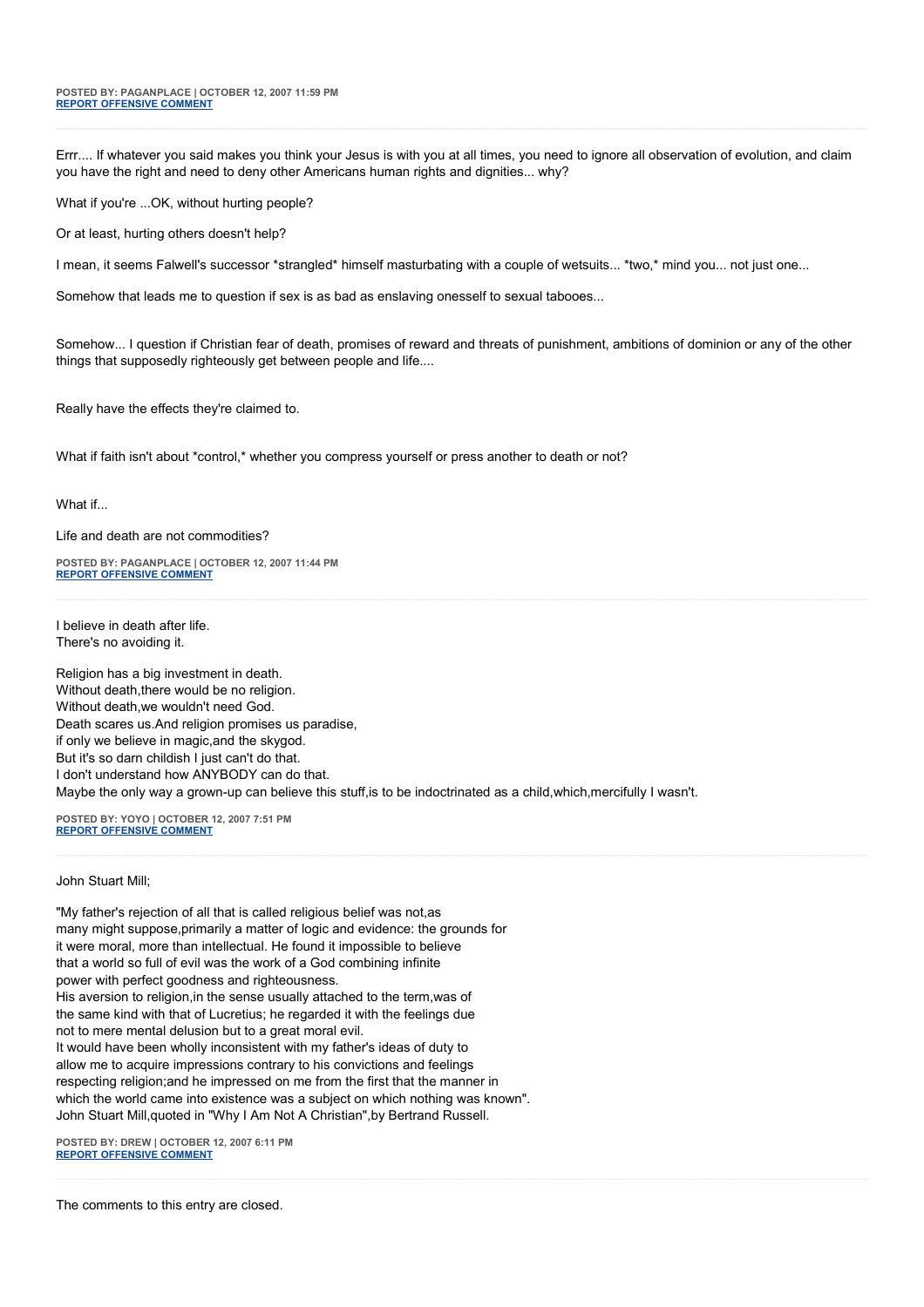**POSTED BY: PAGANPLACE | OCTOBER 12, 2007 11:59 PM**
**REPORT OFFENSIVE COMMENT**

---

Errr.... If whatever you said makes you think your Jesus is with you at all times, you need to ignore all observation of evolution, and claim you have the right and need to deny other Americans human rights and dignities... why?

What if you're ...OK, without hurting people?

Or at least, hurting others doesn't help?

I mean, it seems Falwell's successor *strangled* himself masturbating with a couple of wetsuits... *two,* mind you... not just one...

Somehow that leads me to question if sex is as bad as enslaving onesself to sexual tabooes...

Somehow... I question if Christian fear of death, promises of reward and threats of punishment, ambitions of dominion or any of the other things that supposedly righteously get between people and life....

Really have the effects they're claimed to.

What if faith isn't about *control,* whether you compress yourself or press another to death or not?

What if...

Life and death are not commodities?

**POSTED BY: PAGANPLACE | OCTOBER 12, 2007 11:44 PM**
**REPORT OFFENSIVE COMMENT**

---

I believe in death after life.
There's no avoiding it.

Religion has a big investment in death.
Without death,there would be no religion.
Without death,we wouldn't need God.
Death scares us.And religion promises us paradise,
if only we believe in magic,and the skygod.
But it's so darn childish I just can't do that.
I don't understand how ANYBODY can do that.
Maybe the only way a grown-up can believe this stuff,is to be indoctrinated as a child,which,mercifully I wasn't.

**POSTED BY: YOYO | OCTOBER 12, 2007 7:51 PM**
**REPORT OFFENSIVE COMMENT**

---

John Stuart Mill;

"My father's rejection of all that is called religious belief was not,as
many might suppose,primarily a matter of logic and evidence: the grounds for
it were moral, more than intellectual. He found it impossible to believe
that a world so full of evil was the work of a God combining infinite
power with perfect goodness and righteousness.
His aversion to religion,in the sense usually attached to the term,was of
the same kind with that of Lucretius; he regarded it with the feelings due
not to mere mental delusion but to a great moral evil.
It would have been wholly inconsistent with my father's ideas of duty to
allow me to acquire impressions contrary to his convictions and feelings
respecting religion;and he impressed on me from the first that the manner in
which the world came into existence was a subject on which nothing was known".
John Stuart Mill,quoted in "Why I Am Not A Christian",by Bertrand Russell.

**POSTED BY: DREW | OCTOBER 12, 2007 6:11 PM**
**REPORT OFFENSIVE COMMENT**

---

The comments to this entry are closed.